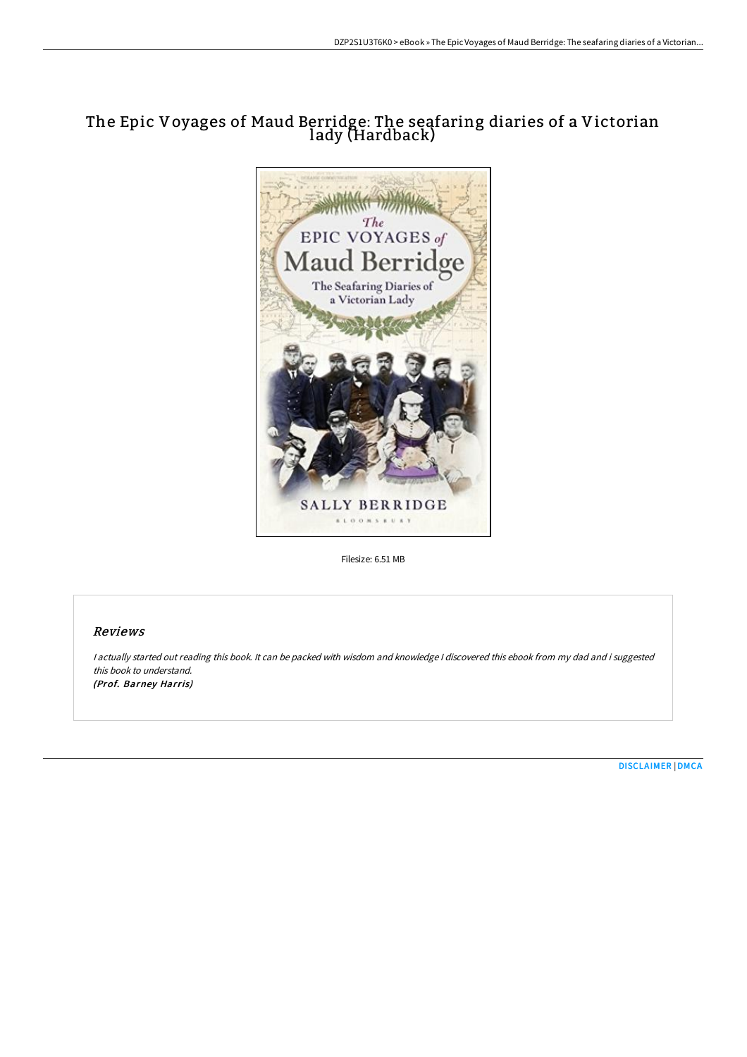# The Epic Voyages of Maud Berridge: The seafaring diaries of a Victorian lady (Hardback)

Filesize: 6.51 MB

## Reviews

*I actually started out reading this book. It can be packed with wisdom and knowledge I discovered this ebook from my dad and i suggested this book to understand.*

***(Prof. Barney Harris)***

DISCLAIMER | DMCA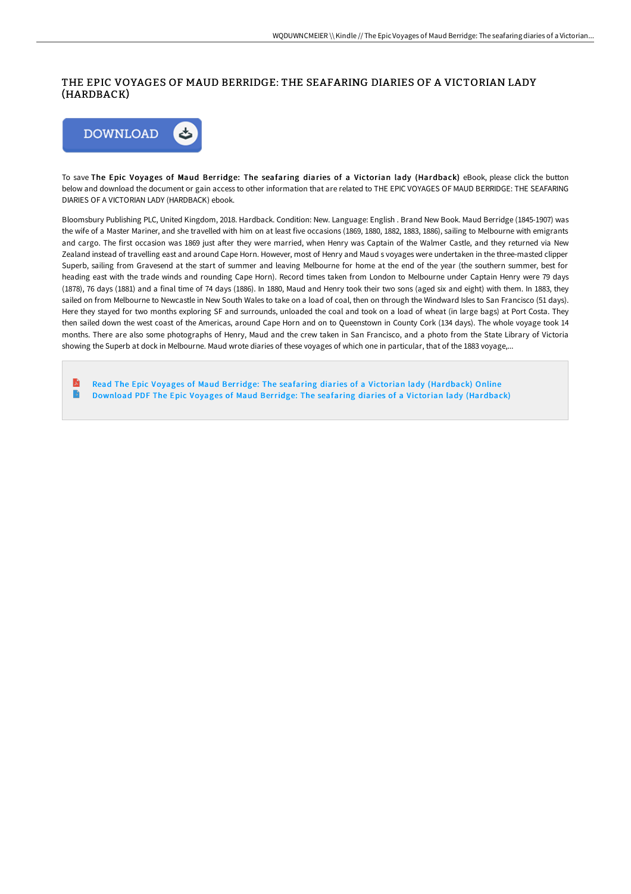# THE EPIC VOYAGES OF MAUD BERRIDGE: THE SEAFARING DIARIES OF A VICTORIAN LADY (HARDBACK)

DOWNLOAD

To save **The Epic Voyages of Maud Berridge: The seafaring diaries of a Victorian lady (Hardback)** eBook, please click the button below and download the document or gain access to other information that are related to THE EPIC VOYAGES OF MAUD BERRIDGE: THE SEAFARING DIARIES OF A VICTORIAN LADY (HARDBACK) ebook.

Bloomsbury Publishing PLC, United Kingdom, 2018. Hardback. Condition: New. Language: English . Brand New Book. Maud Berridge (1845-1907) was the wife of a Master Mariner, and she travelled with him on at least five occasions (1869, 1880, 1882, 1883, 1886), sailing to Melbourne with emigrants and cargo. The first occasion was 1869 just after they were married, when Henry was Captain of the Walmer Castle, and they returned via New Zealand instead of travelling east and around Cape Horn. However, most of Henry and Maud s voyages were undertaken in the three-masted clipper Superb, sailing from Gravesend at the start of summer and leaving Melbourne for home at the end of the year (the southern summer, best for heading east with the trade winds and rounding Cape Horn). Record times taken from London to Melbourne under Captain Henry were 79 days (1878), 76 days (1881) and a final time of 74 days (1886). In 1880, Maud and Henry took their two sons (aged six and eight) with them. In 1883, they sailed on from Melbourne to Newcastle in New South Wales to take on a load of coal, then on through the Windward Isles to San Francisco (51 days). Here they stayed for two months exploring SF and surrounds, unloaded the coal and took on a load of wheat (in large bags) at Port Costa. They then sailed down the west coast of the Americas, around Cape Horn and on to Queenstown in County Cork (134 days). The whole voyage took 14 months. There are also some photographs of Henry, Maud and the crew taken in San Francisco, and a photo from the State Library of Victoria showing the Superb at dock in Melbourne. Maud wrote diaries of these voyages of which one in particular, that of the 1883 voyage,...

- Read The Epic Voyages of Maud Berridge: The seafaring diaries of a Victorian lady (Hardback) Online
- Download PDF The Epic Voyages of Maud Berridge: The seafaring diaries of a Victorian lady (Hardback)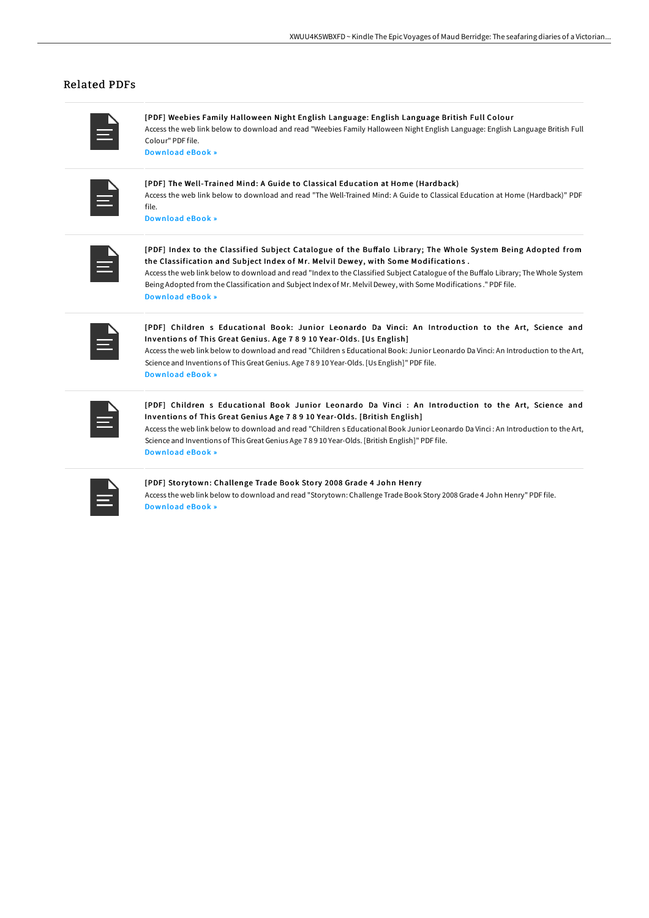## Related PDFs

[PDF] Weebies Family Halloween Night English Language: English Language British Full Colour

Access the web link below to download and read "Weebies Family Halloween Night English Language: English Language British Full Colour" PDF file.

Download eBook »

[PDF] The Well-Trained Mind: A Guide to Classical Education at Home (Hardback)

Access the web link below to download and read "The Well-Trained Mind: A Guide to Classical Education at Home (Hardback)" PDF file.

Download eBook »

[PDF] Index to the Classified Subject Catalogue of the Buffalo Library; The Whole System Being Adopted from the Classification and Subject Index of Mr. Melvil Dewey, with Some Modifications .

Access the web link below to download and read "Index to the Classified Subject Catalogue of the Buffalo Library; The Whole System Being Adopted from the Classification and Subject Index of Mr. Melvil Dewey, with Some Modifications ." PDF file.

Download eBook »

[PDF] Children s Educational Book: Junior Leonardo Da Vinci: An Introduction to the Art, Science and Inventions of This Great Genius. Age 7 8 9 10 Year-Olds. [Us English]

Access the web link below to download and read "Children s Educational Book: Junior Leonardo Da Vinci: An Introduction to the Art, Science and Inventions of This Great Genius. Age 7 8 9 10 Year-Olds. [Us English]" PDF file.

Download eBook »

[PDF] Children s Educational Book Junior Leonardo Da Vinci : An Introduction to the Art, Science and Inventions of This Great Genius Age 7 8 9 10 Year-Olds. [British English]

Access the web link below to download and read "Children s Educational Book Junior Leonardo Da Vinci : An Introduction to the Art, Science and Inventions of This Great Genius Age 7 8 9 10 Year-Olds. [British English]" PDF file.

Download eBook »

[PDF] Storytown: Challenge Trade Book Story 2008 Grade 4 John Henry

Access the web link below to download and read "Storytown: Challenge Trade Book Story 2008 Grade 4 John Henry" PDF file.

Download eBook »